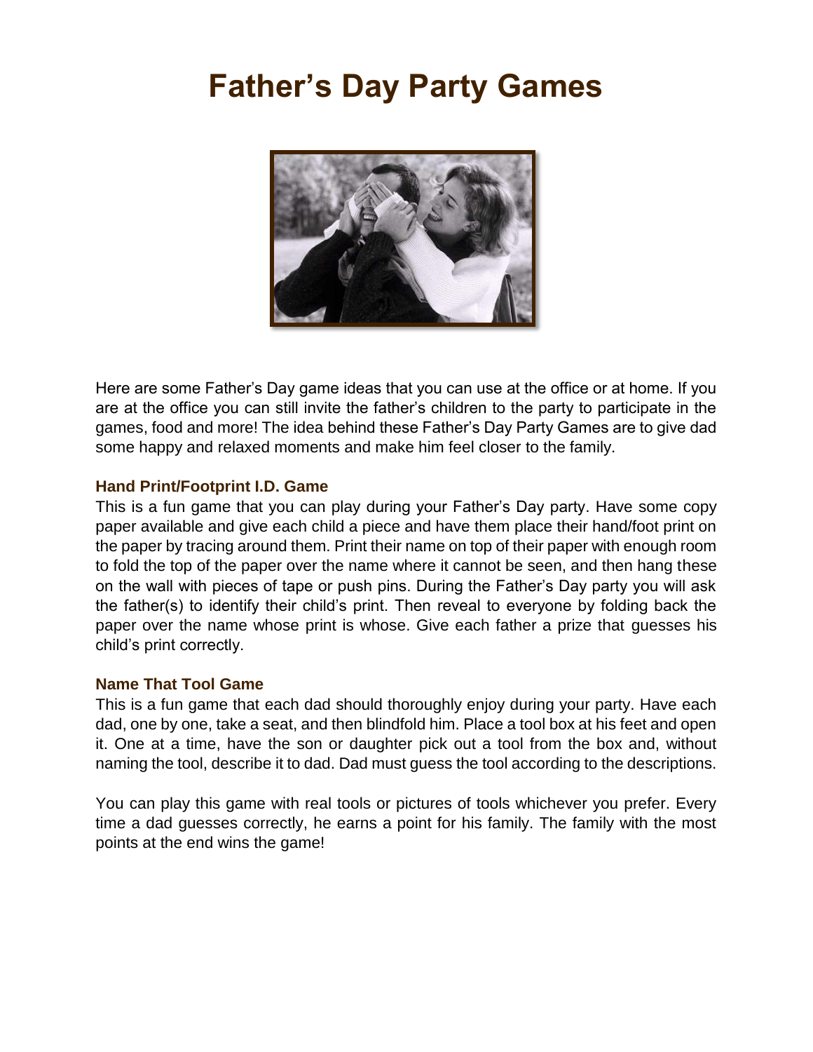# Father's Day Party Games

Here are some Father's Day game ideas that you can use at the office or at home. If you are at the office you can still invite the father's children to the party to participate in the games, food and more! The idea behind these Father's Day Party Games are to give dad some happy and relaxed moments and make him feel closer to the family.

### Hand Print/Footprint I.D. Game

This is a fun game that you can play during your Father's Day party. Have some copy paper available and give each child a piece and have them place their hand/foot print on the paper by tracing around them. Print their name on top of their paper with enough room to fold the top of the paper over the name where it cannot be seen, and then hang these on the wall with pieces of tape or push pins. During the Father's Day party you will ask the father(s) to identify their child's print. Then reveal to everyone by folding back the paper over the name whose print is whose. Give each father a prize that guesses his child's print correctly.

### Name That Tool Game

This is a fun game that each dad should thoroughly enjoy during your party. Have each dad, one by one, take a seat, and then blindfold him. Place a tool box at his feet and open it. One at a time, have the son or daughter pick out a tool from the box and, without naming the tool, describe it to dad. Dad must guess the tool according to the descriptions.

You can play this game with real tools or pictures of tools whichever you prefer. Every time a dad guesses correctly, he earns a point for his family. The family with the most points at the end wins the game!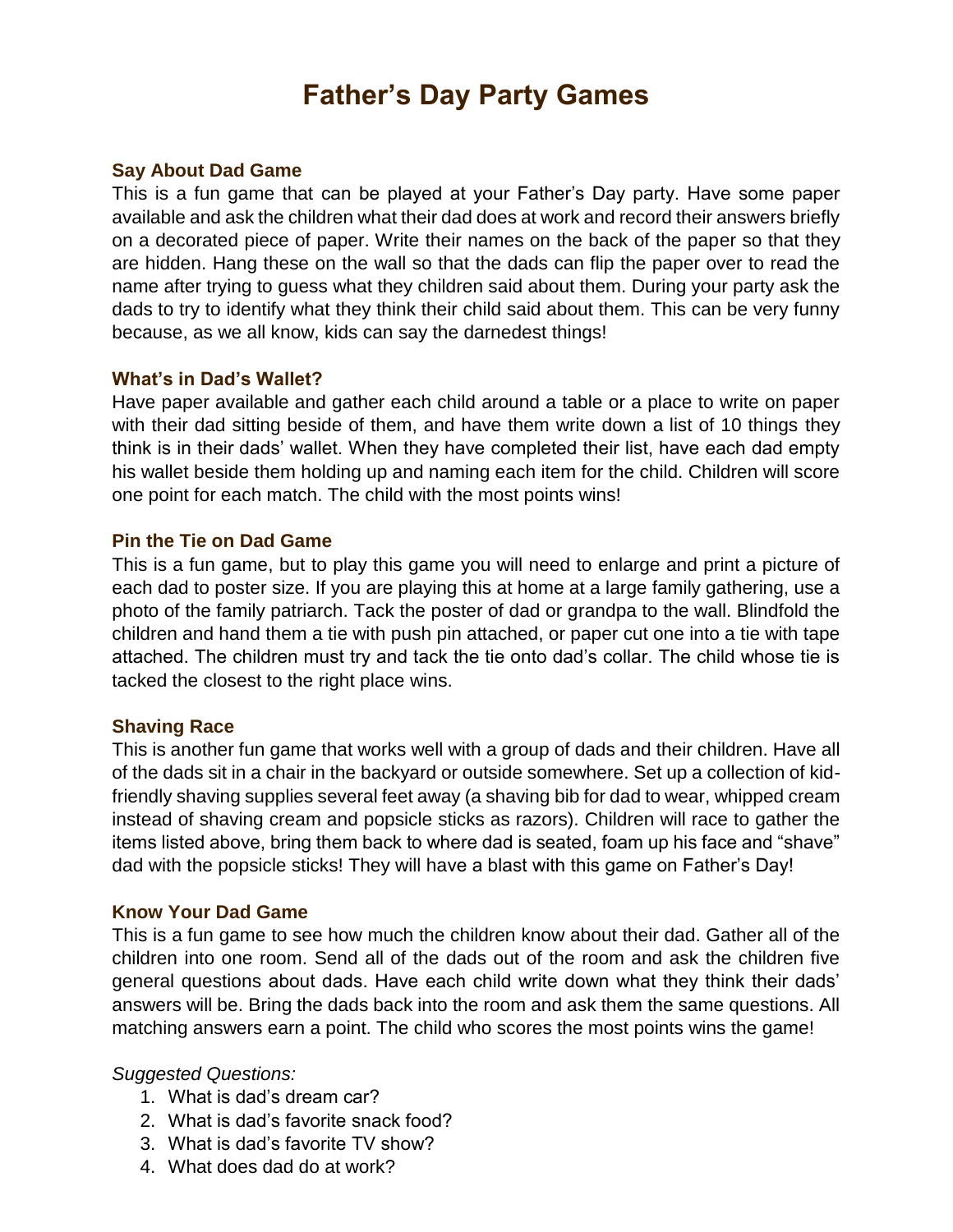# Father's Day Party Games

### Say About Dad Game

This is a fun game that can be played at your Father's Day party. Have some paper available and ask the children what their dad does at work and record their answers briefly on a decorated piece of paper. Write their names on the back of the paper so that they are hidden. Hang these on the wall so that the dads can flip the paper over to read the name after trying to guess what they children said about them. During your party ask the dads to try to identify what they think their child said about them. This can be very funny because, as we all know, kids can say the darnedest things!

### What's in Dad's Wallet?

Have paper available and gather each child around a table or a place to write on paper with their dad sitting beside of them, and have them write down a list of 10 things they think is in their dads' wallet. When they have completed their list, have each dad empty his wallet beside them holding up and naming each item for the child. Children will score one point for each match. The child with the most points wins!

### Pin the Tie on Dad Game

This is a fun game, but to play this game you will need to enlarge and print a picture of each dad to poster size. If you are playing this at home at a large family gathering, use a photo of the family patriarch. Tack the poster of dad or grandpa to the wall. Blindfold the children and hand them a tie with push pin attached, or paper cut one into a tie with tape attached. The children must try and tack the tie onto dad's collar. The child whose tie is tacked the closest to the right place wins.

### Shaving Race

This is another fun game that works well with a group of dads and their children. Have all of the dads sit in a chair in the backyard or outside somewhere. Set up a collection of kid-friendly shaving supplies several feet away (a shaving bib for dad to wear, whipped cream instead of shaving cream and popsicle sticks as razors). Children will race to gather the items listed above, bring them back to where dad is seated, foam up his face and "shave" dad with the popsicle sticks! They will have a blast with this game on Father's Day!

### Know Your Dad Game

This is a fun game to see how much the children know about their dad. Gather all of the children into one room. Send all of the dads out of the room and ask the children five general questions about dads. Have each child write down what they think their dads' answers will be. Bring the dads back into the room and ask them the same questions. All matching answers earn a point. The child who scores the most points wins the game!

*Suggested Questions:*

1. What is dad's dream car?
2. What is dad's favorite snack food?
3. What is dad's favorite TV show?
4. What does dad do at work?